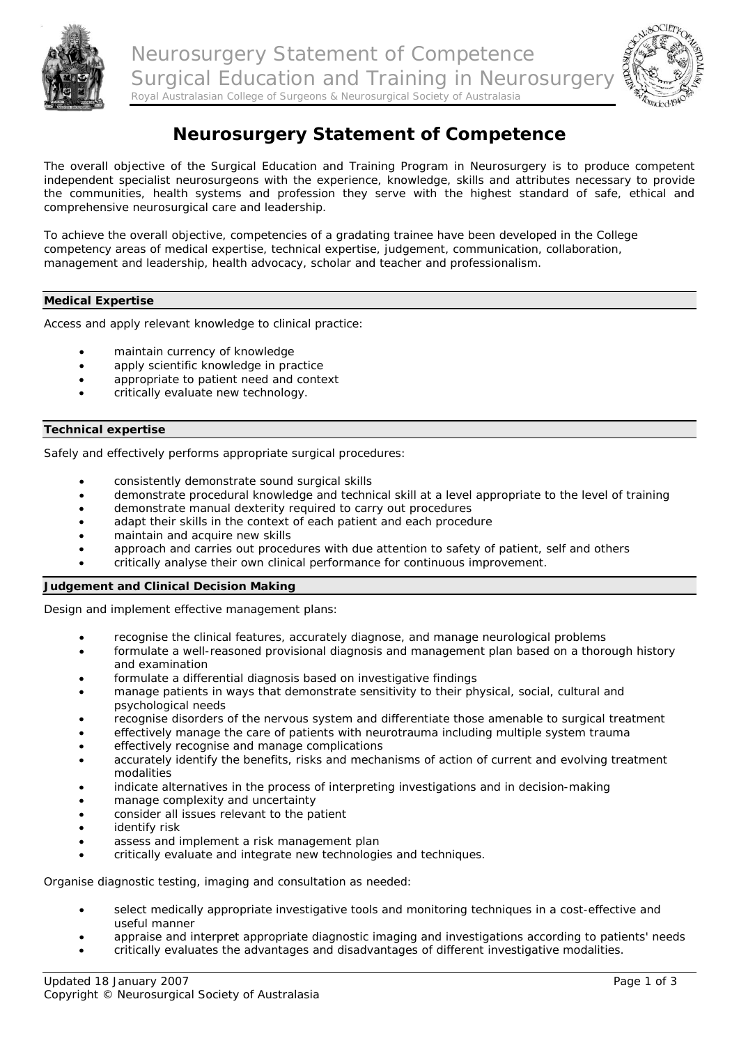# Neurosurgery Statement of Competence

The overall objective of the Surgical Education and Training Program in Neurosurgery is to produce competent independent specialist neurosurgeons with the experience, knowledge, skills and attributes necessary to provide the communities, health systems and profession they serve with the highest standard of safe, ethical and comprehensive neurosurgical care and leadership.

To achieve the overall objective, competencies of a gradating trainee have been developed in the College competency areas of medical expertise, technical expertise, judgement, communication, collaboration, management and leadership, health advocacy, scholar and teacher and professionalism.

## Medical Expertise

Access and apply relevant knowledge to clinical practice:

- maintain currency of knowledge
- apply scientific knowledge in practice
- appropriate to patient need and context
- critically evaluate new technology.

## Technical expertise

Safely and effectively performs appropriate surgical procedures:

- consistently demonstrate sound surgical skills
- demonstrate procedural knowledge and technical skill at a level appropriate to the level of training
- demonstrate manual dexterity required to carry out procedures
- adapt their skills in the context of each patient and each procedure
- maintain and acquire new skills
- approach and carries out procedures with due attention to safety of patient, self and others
- critically analyse their own clinical performance for continuous improvement.

## Judgement and Clinical Decision Making

Design and implement effective management plans:

- recognise the clinical features, accurately diagnose, and manage neurological problems
- formulate a well-reasoned provisional diagnosis and management plan based on a thorough history and examination
- formulate a differential diagnosis based on investigative findings
- manage patients in ways that demonstrate sensitivity to their physical, social, cultural and psychological needs
- recognise disorders of the nervous system and differentiate those amenable to surgical treatment
- effectively manage the care of patients with neurotrauma including multiple system trauma
- effectively recognise and manage complications
- accurately identify the benefits, risks and mechanisms of action of current and evolving treatment modalities
- indicate alternatives in the process of interpreting investigations and in decision-making
- manage complexity and uncertainty
- consider all issues relevant to the patient
- identify risk
- assess and implement a risk management plan
- critically evaluate and integrate new technologies and techniques.

Organise diagnostic testing, imaging and consultation as needed:

- select medically appropriate investigative tools and monitoring techniques in a cost-effective and useful manner
- appraise and interpret appropriate diagnostic imaging and investigations according to patients' needs
- critically evaluates the advantages and disadvantages of different investigative modalities.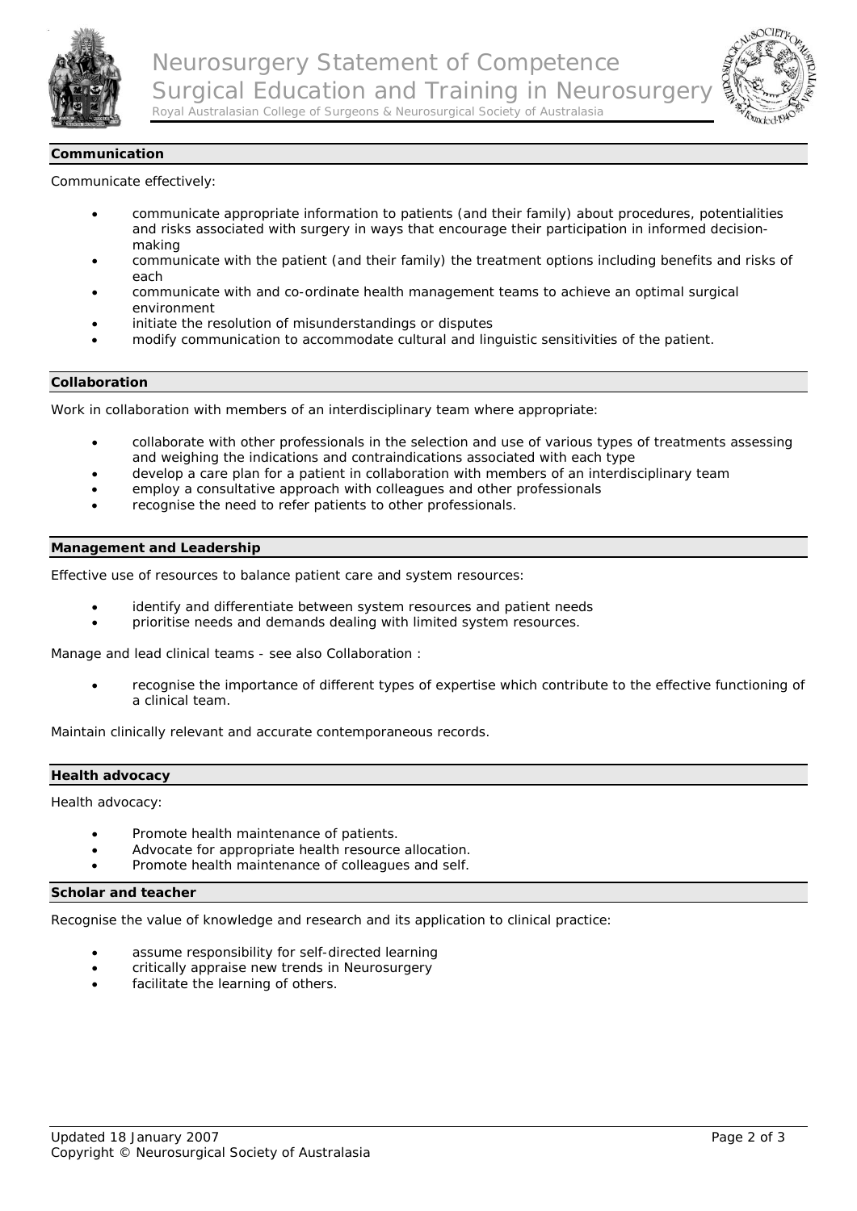## Communication

Communicate effectively:

- communicate appropriate information to patients (and their family) about procedures, potentialities and risks associated with surgery in ways that encourage their participation in informed decision-making
- communicate with the patient (and their family) the treatment options including benefits and risks of each
- communicate with and co-ordinate health management teams to achieve an optimal surgical environment
- initiate the resolution of misunderstandings or disputes
- modify communication to accommodate cultural and linguistic sensitivities of the patient.

## Collaboration

Work in collaboration with members of an interdisciplinary team where appropriate:

- collaborate with other professionals in the selection and use of various types of treatments assessing and weighing the indications and contraindications associated with each type
- develop a care plan for a patient in collaboration with members of an interdisciplinary team
- employ a consultative approach with colleagues and other professionals
- recognise the need to refer patients to other professionals.

## Management and Leadership

Effective use of resources to balance patient care and system resources:

- identify and differentiate between system resources and patient needs
- prioritise needs and demands dealing with limited system resources.

Manage and lead clinical teams - see also Collaboration :

- recognise the importance of different types of expertise which contribute to the effective functioning of a clinical team.

Maintain clinically relevant and accurate contemporaneous records.

## Health advocacy

Health advocacy:

- Promote health maintenance of patients.
- Advocate for appropriate health resource allocation.
- Promote health maintenance of colleagues and self.

## Scholar and teacher

Recognise the value of knowledge and research and its application to clinical practice:

- assume responsibility for self-directed learning
- critically appraise new trends in Neurosurgery
- facilitate the learning of others.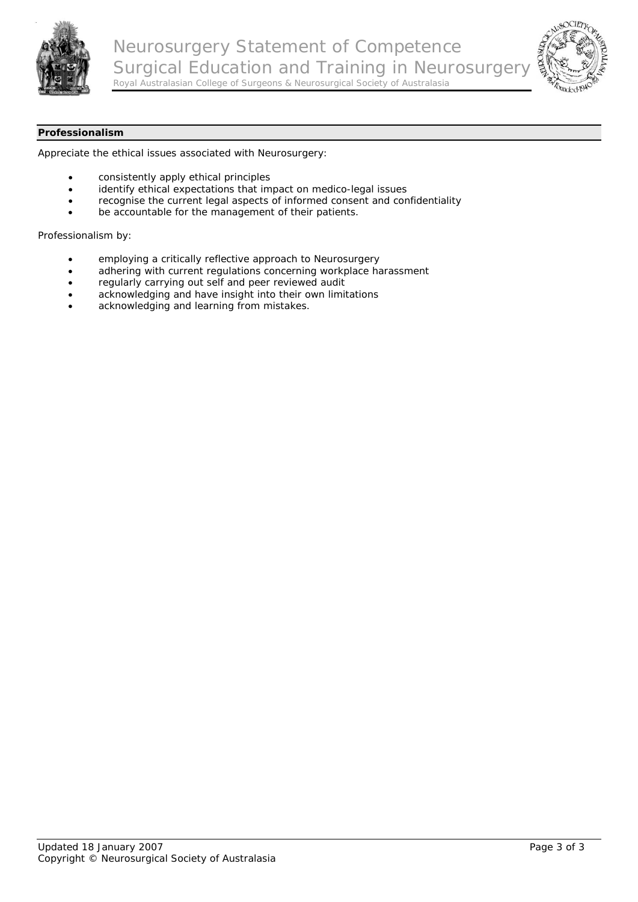## Professionalism

Appreciate the ethical issues associated with Neurosurgery:

- consistently apply ethical principles
- identify ethical expectations that impact on medico-legal issues
- recognise the current legal aspects of informed consent and confidentiality
- be accountable for the management of their patients.

Professionalism by:

- employing a critically reflective approach to Neurosurgery
- adhering with current regulations concerning workplace harassment
- regularly carrying out self and peer reviewed audit
- acknowledging and have insight into their own limitations
- acknowledging and learning from mistakes.